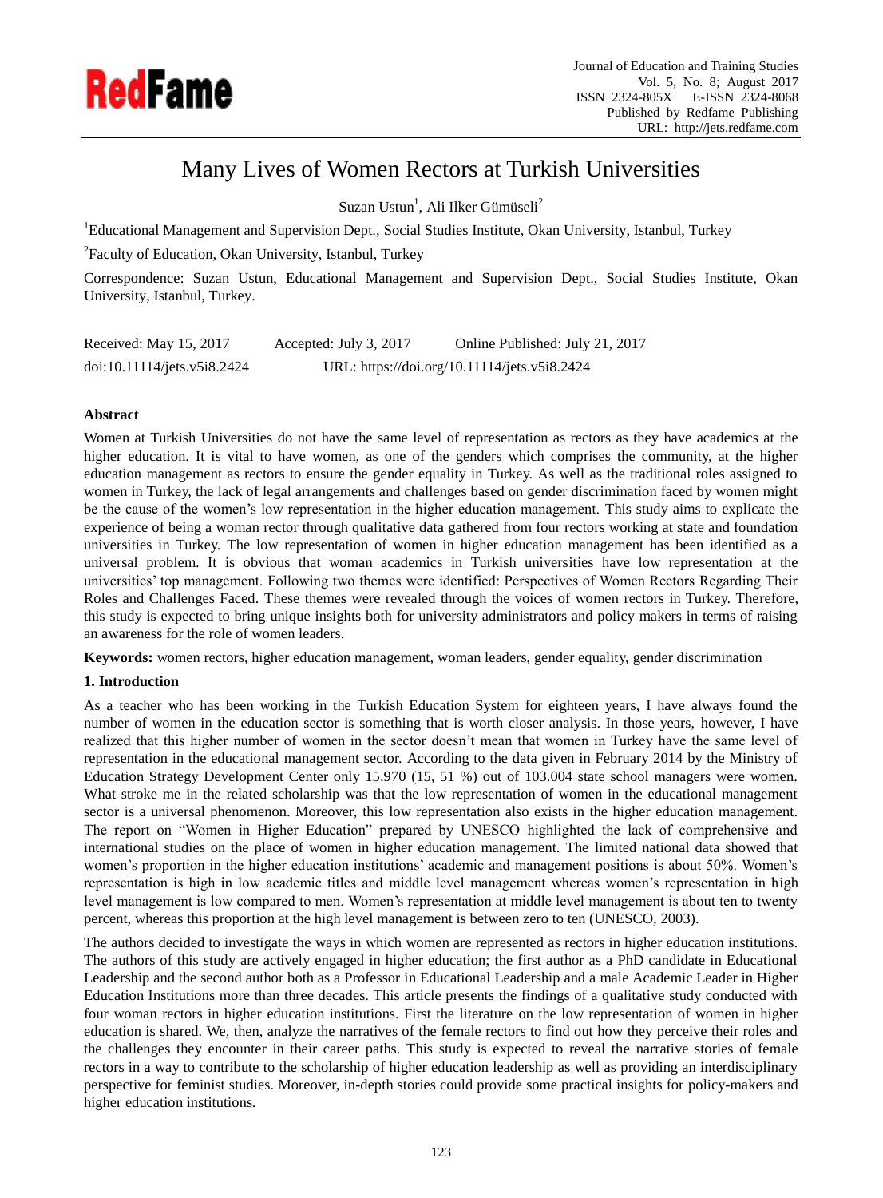# Many Lives of Women Rectors at Turkish Universities

Suzan Ustun[1], Ali Ilker Gümüseli[2]

[1]Educational Management and Supervision Dept., Social Studies Institute, Okan University, Istanbul, Turkey

[2]Faculty of Education, Okan University, Istanbul, Turkey

Correspondence: Suzan Ustun, Educational Management and Supervision Dept., Social Studies Institute, Okan University, Istanbul, Turkey.

Received: May 15, 2017 Accepted: July 3, 2017 Online Published: July 21, 2017

doi:10.11114/jets.v5i8.2424 URL: https://doi.org/10.11114/jets.v5i8.2424

## Abstract

Women at Turkish Universities do not have the same level of representation as rectors as they have academics at the higher education. It is vital to have women, as one of the genders which comprises the community, at the higher education management as rectors to ensure the gender equality in Turkey. As well as the traditional roles assigned to women in Turkey, the lack of legal arrangements and challenges based on gender discrimination faced by women might be the cause of the women's low representation in the higher education management. This study aims to explicate the experience of being a woman rector through qualitative data gathered from four rectors working at state and foundation universities in Turkey. The low representation of women in higher education management has been identified as a universal problem. It is obvious that woman academics in Turkish universities have low representation at the universities' top management. Following two themes were identified: Perspectives of Women Rectors Regarding Their Roles and Challenges Faced. These themes were revealed through the voices of women rectors in Turkey. Therefore, this study is expected to bring unique insights both for university administrators and policy makers in terms of raising an awareness for the role of women leaders.

**Keywords:** women rectors, higher education management, woman leaders, gender equality, gender discrimination

## 1. Introduction

As a teacher who has been working in the Turkish Education System for eighteen years, I have always found the number of women in the education sector is something that is worth closer analysis. In those years, however, I have realized that this higher number of women in the sector doesn't mean that women in Turkey have the same level of representation in the educational management sector. According to the data given in February 2014 by the Ministry of Education Strategy Development Center only 15.970 (15, 51 %) out of 103.004 state school managers were women. What stroke me in the related scholarship was that the low representation of women in the educational management sector is a universal phenomenon. Moreover, this low representation also exists in the higher education management. The report on "Women in Higher Education" prepared by UNESCO highlighted the lack of comprehensive and international studies on the place of women in higher education management. The limited national data showed that women's proportion in the higher education institutions' academic and management positions is about 50%. Women's representation is high in low academic titles and middle level management whereas women's representation in high level management is low compared to men. Women's representation at middle level management is about ten to twenty percent, whereas this proportion at the high level management is between zero to ten (UNESCO, 2003).

The authors decided to investigate the ways in which women are represented as rectors in higher education institutions. The authors of this study are actively engaged in higher education; the first author as a PhD candidate in Educational Leadership and the second author both as a Professor in Educational Leadership and a male Academic Leader in Higher Education Institutions more than three decades. This article presents the findings of a qualitative study conducted with four woman rectors in higher education institutions. First the literature on the low representation of women in higher education is shared. We, then, analyze the narratives of the female rectors to find out how they perceive their roles and the challenges they encounter in their career paths. This study is expected to reveal the narrative stories of female rectors in a way to contribute to the scholarship of higher education leadership as well as providing an interdisciplinary perspective for feminist studies. Moreover, in-depth stories could provide some practical insights for policy-makers and higher education institutions.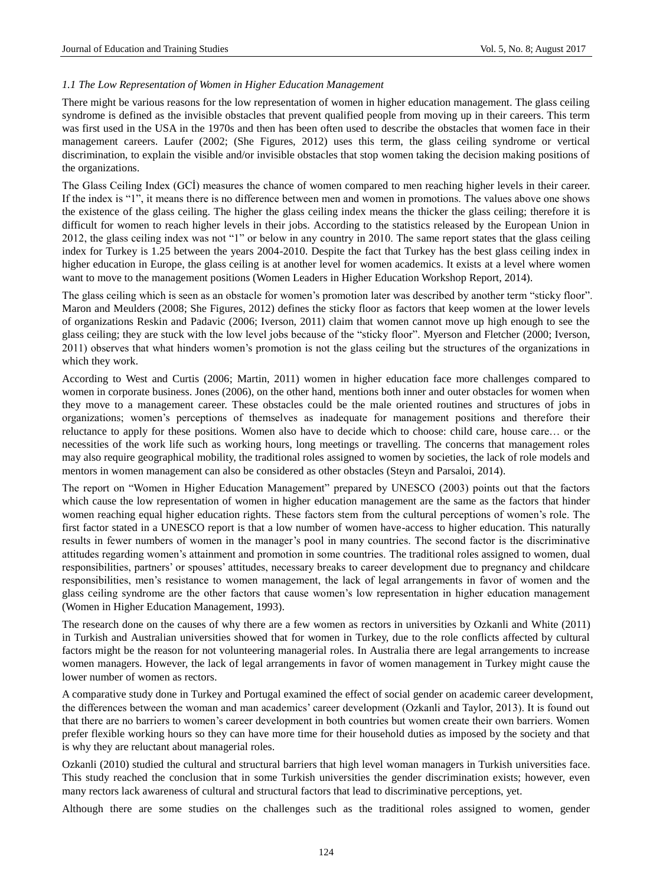*1.1 The Low Representation of Women in Higher Education Management*

There might be various reasons for the low representation of women in higher education management. The glass ceiling syndrome is defined as the invisible obstacles that prevent qualified people from moving up in their careers. This term was first used in the USA in the 1970s and then has been often used to describe the obstacles that women face in their management careers. Laufer (2002; (She Figures, 2012) uses this term, the glass ceiling syndrome or vertical discrimination, to explain the visible and/or invisible obstacles that stop women taking the decision making positions of the organizations.

The Glass Ceiling Index (GCİ) measures the chance of women compared to men reaching higher levels in their career. If the index is "1", it means there is no difference between men and women in promotions. The values above one shows the existence of the glass ceiling. The higher the glass ceiling index means the thicker the glass ceiling; therefore it is difficult for women to reach higher levels in their jobs. According to the statistics released by the European Union in 2012, the glass ceiling index was not "1" or below in any country in 2010. The same report states that the glass ceiling index for Turkey is 1.25 between the years 2004-2010. Despite the fact that Turkey has the best glass ceiling index in higher education in Europe, the glass ceiling is at another level for women academics. It exists at a level where women want to move to the management positions (Women Leaders in Higher Education Workshop Report, 2014).

The glass ceiling which is seen as an obstacle for women's promotion later was described by another term "sticky floor". Maron and Meulders (2008; She Figures, 2012) defines the sticky floor as factors that keep women at the lower levels of organizations Reskin and Padavic (2006; Iverson, 2011) claim that women cannot move up high enough to see the glass ceiling; they are stuck with the low level jobs because of the "sticky floor". Myerson and Fletcher (2000; Iverson, 2011) observes that what hinders women's promotion is not the glass ceiling but the structures of the organizations in which they work.

According to West and Curtis (2006; Martin, 2011) women in higher education face more challenges compared to women in corporate business. Jones (2006), on the other hand, mentions both inner and outer obstacles for women when they move to a management career. These obstacles could be the male oriented routines and structures of jobs in organizations; women's perceptions of themselves as inadequate for management positions and therefore their reluctance to apply for these positions. Women also have to decide which to choose: child care, house care… or the necessities of the work life such as working hours, long meetings or travelling. The concerns that management roles may also require geographical mobility, the traditional roles assigned to women by societies, the lack of role models and mentors in women management can also be considered as other obstacles (Steyn and Parsaloi, 2014).

The report on "Women in Higher Education Management" prepared by UNESCO (2003) points out that the factors which cause the low representation of women in higher education management are the same as the factors that hinder women reaching equal higher education rights. These factors stem from the cultural perceptions of women's role. The first factor stated in a UNESCO report is that a low number of women have-access to higher education. This naturally results in fewer numbers of women in the manager's pool in many countries. The second factor is the discriminative attitudes regarding women's attainment and promotion in some countries. The traditional roles assigned to women, dual responsibilities, partners' or spouses' attitudes, necessary breaks to career development due to pregnancy and childcare responsibilities, men's resistance to women management, the lack of legal arrangements in favor of women and the glass ceiling syndrome are the other factors that cause women's low representation in higher education management (Women in Higher Education Management, 1993).

The research done on the causes of why there are a few women as rectors in universities by Ozkanli and White (2011) in Turkish and Australian universities showed that for women in Turkey, due to the role conflicts affected by cultural factors might be the reason for not volunteering managerial roles. In Australia there are legal arrangements to increase women managers. However, the lack of legal arrangements in favor of women management in Turkey might cause the lower number of women as rectors.

A comparative study done in Turkey and Portugal examined the effect of social gender on academic career development, the differences between the woman and man academics' career development (Ozkanli and Taylor, 2013). It is found out that there are no barriers to women's career development in both countries but women create their own barriers. Women prefer flexible working hours so they can have more time for their household duties as imposed by the society and that is why they are reluctant about managerial roles.

Ozkanli (2010) studied the cultural and structural barriers that high level woman managers in Turkish universities face. This study reached the conclusion that in some Turkish universities the gender discrimination exists; however, even many rectors lack awareness of cultural and structural factors that lead to discriminative perceptions, yet.

Although there are some studies on the challenges such as the traditional roles assigned to women, gender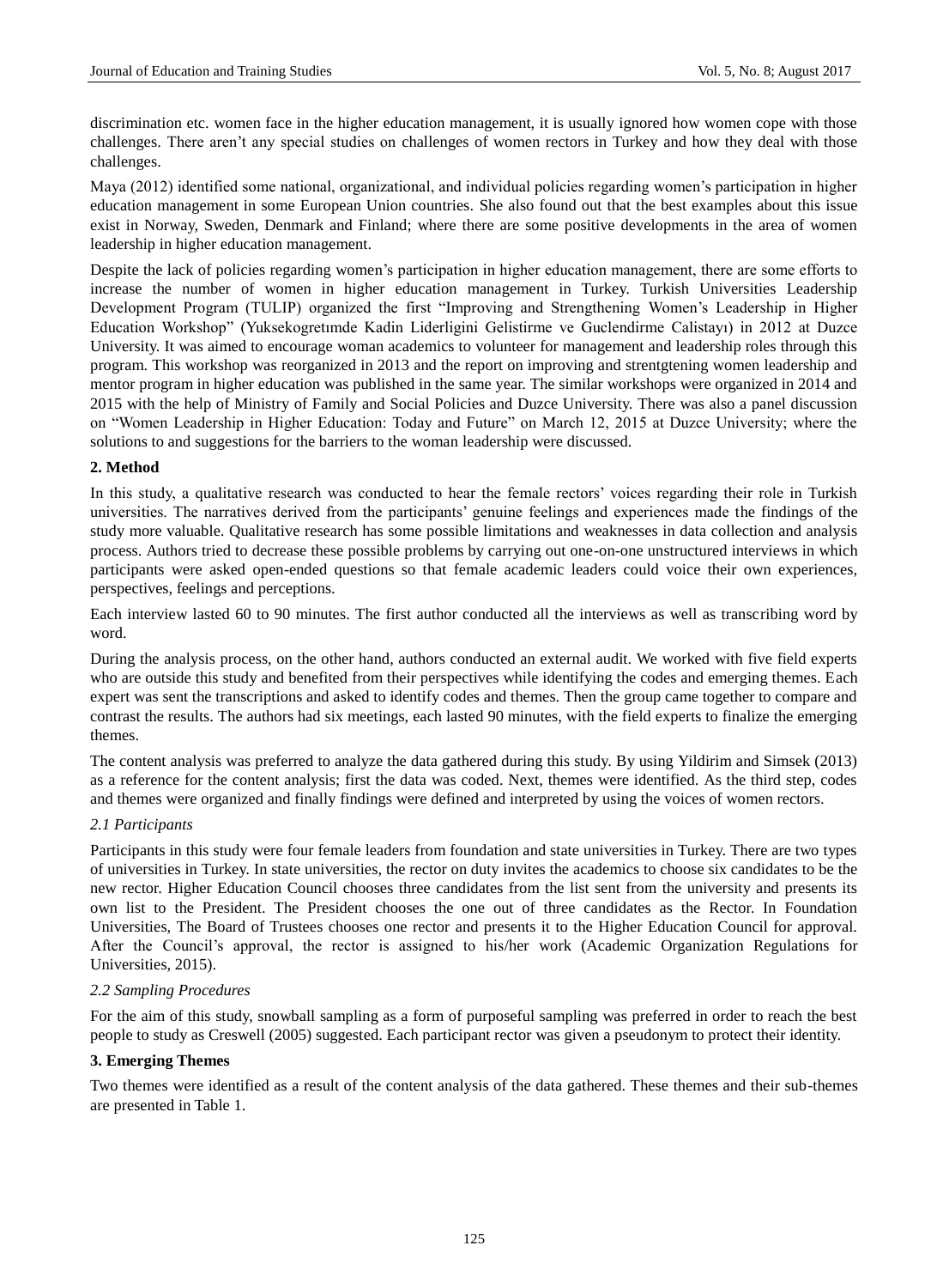discrimination etc. women face in the higher education management, it is usually ignored how women cope with those challenges. There aren't any special studies on challenges of women rectors in Turkey and how they deal with those challenges.

Maya (2012) identified some national, organizational, and individual policies regarding women's participation in higher education management in some European Union countries. She also found out that the best examples about this issue exist in Norway, Sweden, Denmark and Finland; where there are some positive developments in the area of women leadership in higher education management.

Despite the lack of policies regarding women's participation in higher education management, there are some efforts to increase the number of women in higher education management in Turkey. Turkish Universities Leadership Development Program (TULIP) organized the first "Improving and Strengthening Women's Leadership in Higher Education Workshop" (Yuksekogretımde Kadin Liderligini Gelistirme ve Guclendirme Calistayı) in 2012 at Duzce University. It was aimed to encourage woman academics to volunteer for management and leadership roles through this program. This workshop was reorganized in 2013 and the report on improving and strentgtening women leadership and mentor program in higher education was published in the same year. The similar workshops were organized in 2014 and 2015 with the help of Ministry of Family and Social Policies and Duzce University. There was also a panel discussion on "Women Leadership in Higher Education: Today and Future" on March 12, 2015 at Duzce University; where the solutions to and suggestions for the barriers to the woman leadership were discussed.

## 2. Method

In this study, a qualitative research was conducted to hear the female rectors' voices regarding their role in Turkish universities. The narratives derived from the participants' genuine feelings and experiences made the findings of the study more valuable. Qualitative research has some possible limitations and weaknesses in data collection and analysis process. Authors tried to decrease these possible problems by carrying out one-on-one unstructured interviews in which participants were asked open-ended questions so that female academic leaders could voice their own experiences, perspectives, feelings and perceptions.

Each interview lasted 60 to 90 minutes. The first author conducted all the interviews as well as transcribing word by word.

During the analysis process, on the other hand, authors conducted an external audit. We worked with five field experts who are outside this study and benefited from their perspectives while identifying the codes and emerging themes. Each expert was sent the transcriptions and asked to identify codes and themes. Then the group came together to compare and contrast the results. The authors had six meetings, each lasted 90 minutes, with the field experts to finalize the emerging themes.

The content analysis was preferred to analyze the data gathered during this study. By using Yildirim and Simsek (2013) as a reference for the content analysis; first the data was coded. Next, themes were identified. As the third step, codes and themes were organized and finally findings were defined and interpreted by using the voices of women rectors.

### *2.1 Participants*

Participants in this study were four female leaders from foundation and state universities in Turkey. There are two types of universities in Turkey. In state universities, the rector on duty invites the academics to choose six candidates to be the new rector. Higher Education Council chooses three candidates from the list sent from the university and presents its own list to the President. The President chooses the one out of three candidates as the Rector. In Foundation Universities, The Board of Trustees chooses one rector and presents it to the Higher Education Council for approval. After the Council's approval, the rector is assigned to his/her work (Academic Organization Regulations for Universities, 2015).

### *2.2 Sampling Procedures*

For the aim of this study, snowball sampling as a form of purposeful sampling was preferred in order to reach the best people to study as Creswell (2005) suggested. Each participant rector was given a pseudonym to protect their identity.

## 3. Emerging Themes

Two themes were identified as a result of the content analysis of the data gathered. These themes and their sub-themes are presented in Table 1.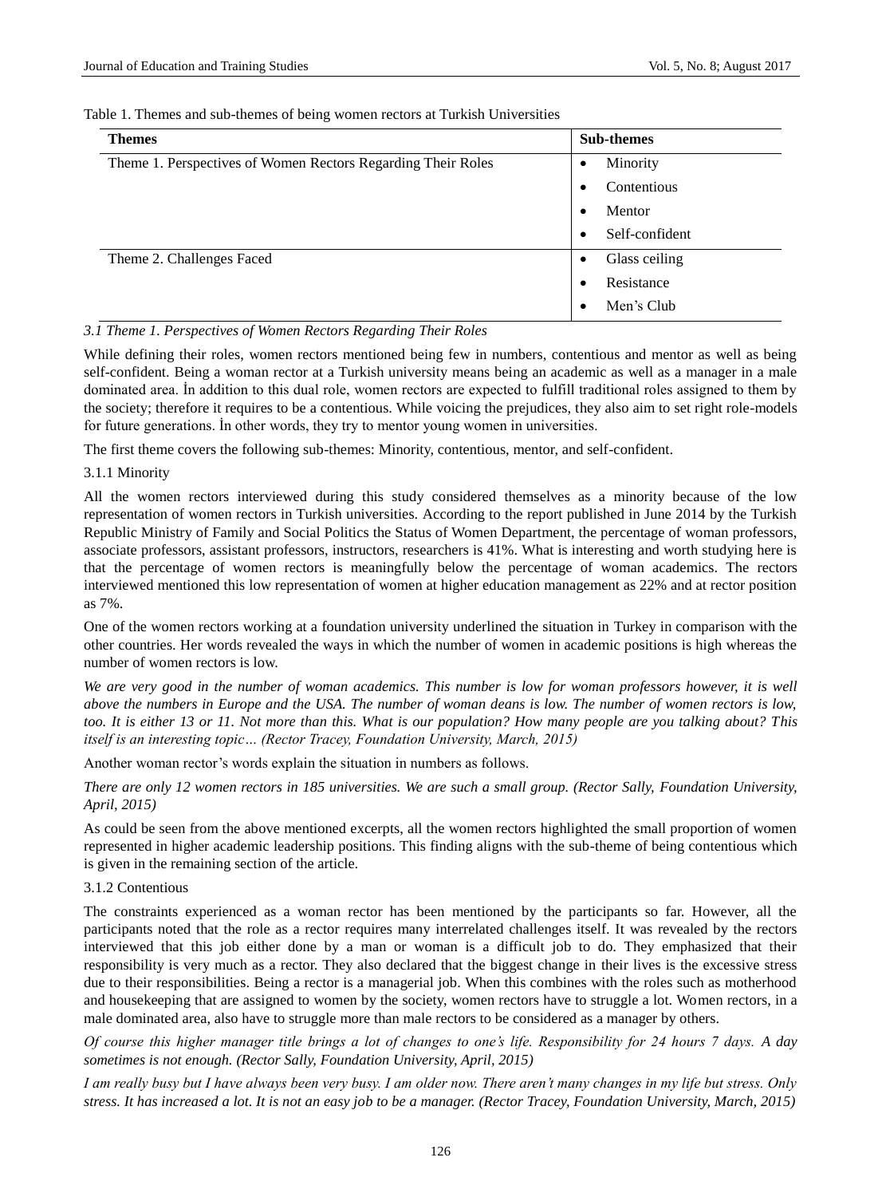Table 1. Themes and sub-themes of being women rectors at Turkish Universities

| Themes | Sub-themes |
|---|---|
| Theme 1. Perspectives of Women Rectors Regarding Their Roles | • Minority<br>• Contentious<br>• Mentor<br>• Self-confident |
| Theme 2. Challenges Faced | • Glass ceiling<br>• Resistance<br>• Men's Club |

### *3.1 Theme 1. Perspectives of Women Rectors Regarding Their Roles*

While defining their roles, women rectors mentioned being few in numbers, contentious and mentor as well as being self-confident. Being a woman rector at a Turkish university means being an academic as well as a manager in a male dominated area. İn addition to this dual role, women rectors are expected to fulfill traditional roles assigned to them by the society; therefore it requires to be a contentious. While voicing the prejudices, they also aim to set right role-models for future generations. İn other words, they try to mentor young women in universities.

The first theme covers the following sub-themes: Minority, contentious, mentor, and self-confident.

#### 3.1.1 Minority

All the women rectors interviewed during this study considered themselves as a minority because of the low representation of women rectors in Turkish universities. According to the report published in June 2014 by the Turkish Republic Ministry of Family and Social Politics the Status of Women Department, the percentage of woman professors, associate professors, assistant professors, instructors, researchers is 41%. What is interesting and worth studying here is that the percentage of women rectors is meaningfully below the percentage of woman academics. The rectors interviewed mentioned this low representation of women at higher education management as 22% and at rector position as 7%.

One of the women rectors working at a foundation university underlined the situation in Turkey in comparison with the other countries. Her words revealed the ways in which the number of women in academic positions is high whereas the number of women rectors is low.

*We are very good in the number of woman academics. This number is low for woman professors however, it is well above the numbers in Europe and the USA. The number of woman deans is low. The number of women rectors is low, too. It is either 13 or 11. Not more than this. What is our population? How many people are you talking about? This itself is an interesting topic… (Rector Tracey, Foundation University, March, 2015)*

Another woman rector's words explain the situation in numbers as follows.

*There are only 12 women rectors in 185 universities. We are such a small group. (Rector Sally, Foundation University, April, 2015)*

As could be seen from the above mentioned excerpts, all the women rectors highlighted the small proportion of women represented in higher academic leadership positions. This finding aligns with the sub-theme of being contentious which is given in the remaining section of the article.

#### 3.1.2 Contentious

The constraints experienced as a woman rector has been mentioned by the participants so far. However, all the participants noted that the role as a rector requires many interrelated challenges itself. It was revealed by the rectors interviewed that this job either done by a man or woman is a difficult job to do. They emphasized that their responsibility is very much as a rector. They also declared that the biggest change in their lives is the excessive stress due to their responsibilities. Being a rector is a managerial job. When this combines with the roles such as motherhood and housekeeping that are assigned to women by the society, women rectors have to struggle a lot. Women rectors, in a male dominated area, also have to struggle more than male rectors to be considered as a manager by others.

*Of course this higher manager title brings a lot of changes to one's life. Responsibility for 24 hours 7 days. A day sometimes is not enough. (Rector Sally, Foundation University, April, 2015)*

*I am really busy but I have always been very busy. I am older now. There aren't many changes in my life but stress. Only stress. It has increased a lot. It is not an easy job to be a manager. (Rector Tracey, Foundation University, March, 2015)*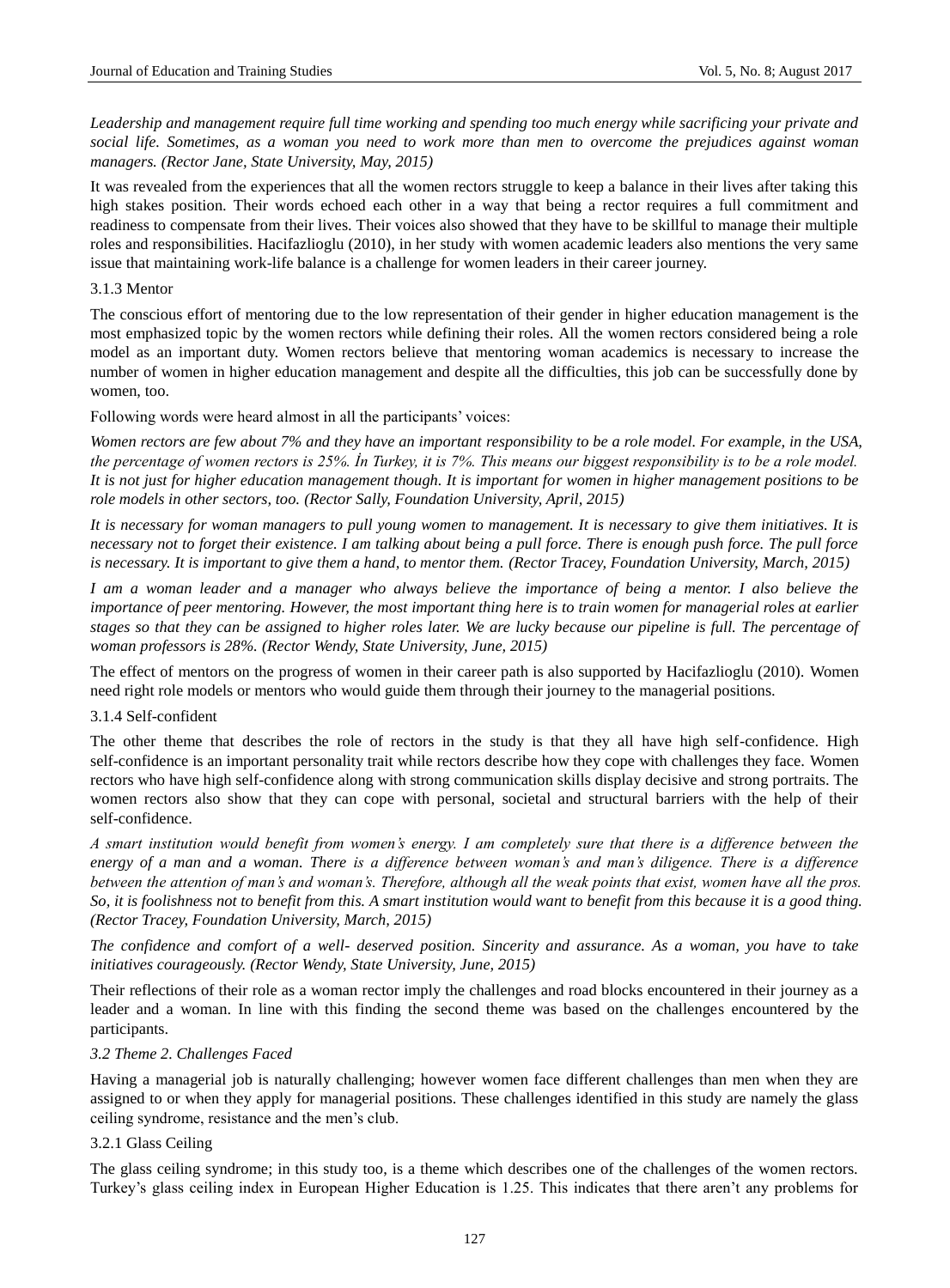*Leadership and management require full time working and spending too much energy while sacrificing your private and social life. Sometimes, as a woman you need to work more than men to overcome the prejudices against woman managers. (Rector Jane, State University, May, 2015)*

It was revealed from the experiences that all the women rectors struggle to keep a balance in their lives after taking this high stakes position. Their words echoed each other in a way that being a rector requires a full commitment and readiness to compensate from their lives. Their voices also showed that they have to be skillful to manage their multiple roles and responsibilities. Hacifazlioglu (2010), in her study with women academic leaders also mentions the very same issue that maintaining work-life balance is a challenge for women leaders in their career journey.

#### 3.1.3 Mentor

The conscious effort of mentoring due to the low representation of their gender in higher education management is the most emphasized topic by the women rectors while defining their roles. All the women rectors considered being a role model as an important duty. Women rectors believe that mentoring woman academics is necessary to increase the number of women in higher education management and despite all the difficulties, this job can be successfully done by women, too.

Following words were heard almost in all the participants' voices:

*Women rectors are few about 7% and they have an important responsibility to be a role model. For example, in the USA, the percentage of women rectors is 25%. İn Turkey, it is 7%. This means our biggest responsibility is to be a role model. It is not just for higher education management though. It is important for women in higher management positions to be role models in other sectors, too. (Rector Sally, Foundation University, April, 2015)*

*It is necessary for woman managers to pull young women to management. It is necessary to give them initiatives. It is necessary not to forget their existence. I am talking about being a pull force. There is enough push force. The pull force is necessary. It is important to give them a hand, to mentor them. (Rector Tracey, Foundation University, March, 2015)*

*I am a woman leader and a manager who always believe the importance of being a mentor. I also believe the importance of peer mentoring. However, the most important thing here is to train women for managerial roles at earlier stages so that they can be assigned to higher roles later. We are lucky because our pipeline is full. The percentage of woman professors is 28%. (Rector Wendy, State University, June, 2015)*

The effect of mentors on the progress of women in their career path is also supported by Hacifazlioglu (2010). Women need right role models or mentors who would guide them through their journey to the managerial positions.

#### 3.1.4 Self-confident

The other theme that describes the role of rectors in the study is that they all have high self-confidence. High self-confidence is an important personality trait while rectors describe how they cope with challenges they face. Women rectors who have high self-confidence along with strong communication skills display decisive and strong portraits. The women rectors also show that they can cope with personal, societal and structural barriers with the help of their self-confidence.

*A smart institution would benefit from women's energy. I am completely sure that there is a difference between the energy of a man and a woman. There is a difference between woman's and man's diligence. There is a difference between the attention of man's and woman's. Therefore, although all the weak points that exist, women have all the pros. So, it is foolishness not to benefit from this. A smart institution would want to benefit from this because it is a good thing. (Rector Tracey, Foundation University, March, 2015)*

*The confidence and comfort of a well- deserved position. Sincerity and assurance. As a woman, you have to take initiatives courageously. (Rector Wendy, State University, June, 2015)*

Their reflections of their role as a woman rector imply the challenges and road blocks encountered in their journey as a leader and a woman. In line with this finding the second theme was based on the challenges encountered by the participants.

### *3.2 Theme 2. Challenges Faced*

Having a managerial job is naturally challenging; however women face different challenges than men when they are assigned to or when they apply for managerial positions. These challenges identified in this study are namely the glass ceiling syndrome, resistance and the men's club.

#### 3.2.1 Glass Ceiling

The glass ceiling syndrome; in this study too, is a theme which describes one of the challenges of the women rectors. Turkey's glass ceiling index in European Higher Education is 1.25. This indicates that there aren't any problems for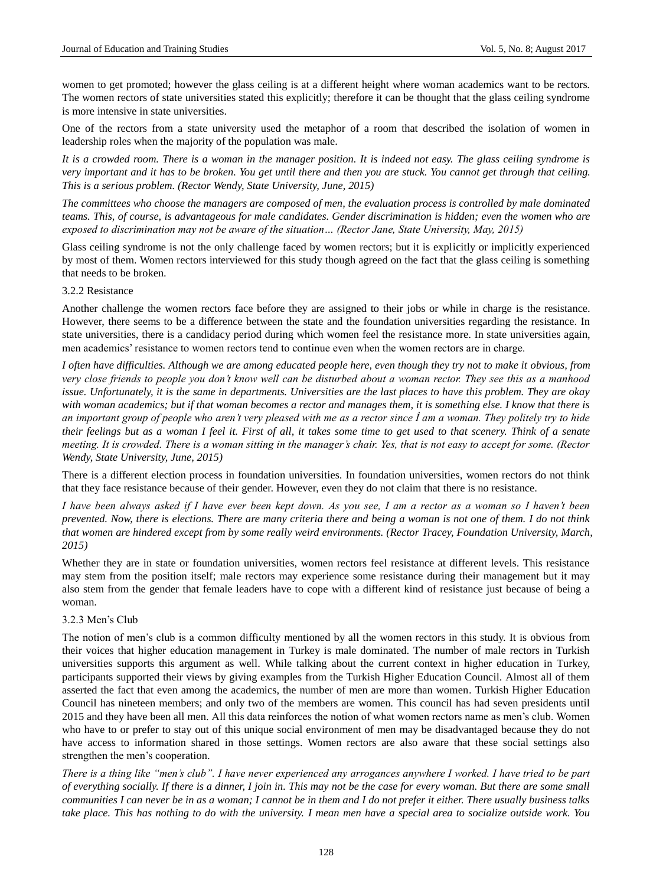women to get promoted; however the glass ceiling is at a different height where woman academics want to be rectors. The women rectors of state universities stated this explicitly; therefore it can be thought that the glass ceiling syndrome is more intensive in state universities.

One of the rectors from a state university used the metaphor of a room that described the isolation of women in leadership roles when the majority of the population was male.

*It is a crowded room. There is a woman in the manager position. It is indeed not easy. The glass ceiling syndrome is very important and it has to be broken. You get until there and then you are stuck. You cannot get through that ceiling. This is a serious problem. (Rector Wendy, State University, June, 2015)*

*The committees who choose the managers are composed of men, the evaluation process is controlled by male dominated teams. This, of course, is advantageous for male candidates. Gender discrimination is hidden; even the women who are exposed to discrimination may not be aware of the situation… (Rector Jane, State University, May, 2015)*

Glass ceiling syndrome is not the only challenge faced by women rectors; but it is explicitly or implicitly experienced by most of them. Women rectors interviewed for this study though agreed on the fact that the glass ceiling is something that needs to be broken.

### 3.2.2 Resistance

Another challenge the women rectors face before they are assigned to their jobs or while in charge is the resistance. However, there seems to be a difference between the state and the foundation universities regarding the resistance. In state universities, there is a candidacy period during which women feel the resistance more. In state universities again, men academics' resistance to women rectors tend to continue even when the women rectors are in charge.

*I often have difficulties. Although we are among educated people here, even though they try not to make it obvious, from very close friends to people you don't know well can be disturbed about a woman rector. They see this as a manhood issue. Unfortunately, it is the same in departments. Universities are the last places to have this problem. They are okay with woman academics; but if that woman becomes a rector and manages them, it is something else. I know that there is an important group of people who aren't very pleased with me as a rector since İ am a woman. They politely try to hide their feelings but as a woman I feel it. First of all, it takes some time to get used to that scenery. Think of a senate meeting. It is crowded. There is a woman sitting in the manager's chair. Yes, that is not easy to accept for some. (Rector Wendy, State University, June, 2015)*

There is a different election process in foundation universities. In foundation universities, women rectors do not think that they face resistance because of their gender. However, even they do not claim that there is no resistance.

*I have been always asked if I have ever been kept down. As you see, I am a rector as a woman so I haven't been prevented. Now, there is elections. There are many criteria there and being a woman is not one of them. I do not think that women are hindered except from by some really weird environments. (Rector Tracey, Foundation University, March, 2015)*

Whether they are in state or foundation universities, women rectors feel resistance at different levels. This resistance may stem from the position itself; male rectors may experience some resistance during their management but it may also stem from the gender that female leaders have to cope with a different kind of resistance just because of being a woman.

### 3.2.3 Men's Club

The notion of men's club is a common difficulty mentioned by all the women rectors in this study. It is obvious from their voices that higher education management in Turkey is male dominated. The number of male rectors in Turkish universities supports this argument as well. While talking about the current context in higher education in Turkey, participants supported their views by giving examples from the Turkish Higher Education Council. Almost all of them asserted the fact that even among the academics, the number of men are more than women. Turkish Higher Education Council has nineteen members; and only two of the members are women. This council has had seven presidents until 2015 and they have been all men. All this data reinforces the notion of what women rectors name as men's club. Women who have to or prefer to stay out of this unique social environment of men may be disadvantaged because they do not have access to information shared in those settings. Women rectors are also aware that these social settings also strengthen the men's cooperation.

*There is a thing like "men's club". I have never experienced any arrogances anywhere I worked. I have tried to be part of everything socially. If there is a dinner, I join in. This may not be the case for every woman. But there are some small communities I can never be in as a woman; I cannot be in them and I do not prefer it either. There usually business talks take place. This has nothing to do with the university. I mean men have a special area to socialize outside work. You*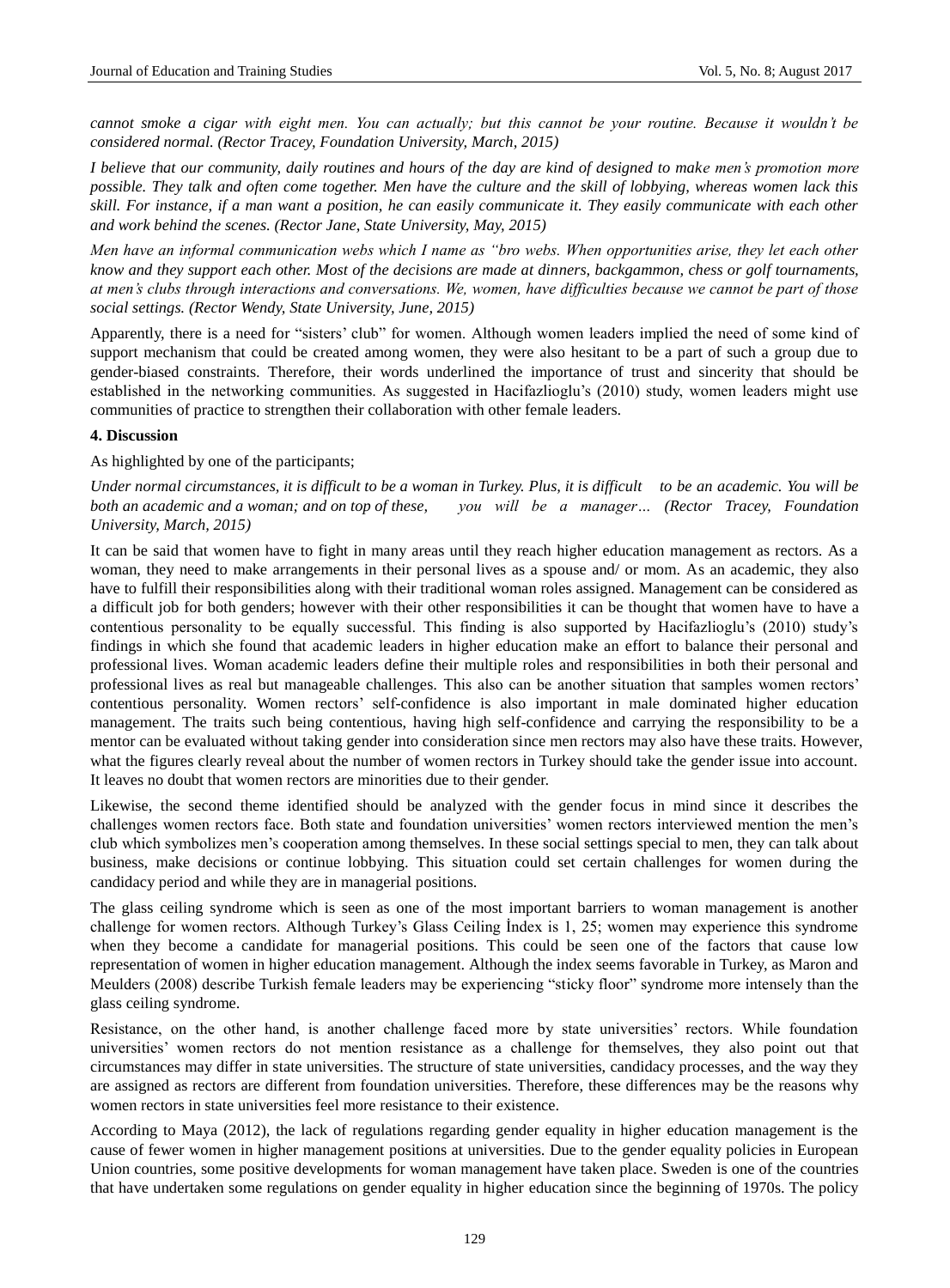*cannot smoke a cigar with eight men. You can actually; but this cannot be your routine. Because it wouldn't be considered normal. (Rector Tracey, Foundation University, March, 2015)*

*I believe that our community, daily routines and hours of the day are kind of designed to make men's promotion more possible. They talk and often come together. Men have the culture and the skill of lobbying, whereas women lack this skill. For instance, if a man want a position, he can easily communicate it. They easily communicate with each other and work behind the scenes. (Rector Jane, State University, May, 2015)*

*Men have an informal communication webs which I name as "bro webs. When opportunities arise, they let each other know and they support each other. Most of the decisions are made at dinners, backgammon, chess or golf tournaments, at men's clubs through interactions and conversations. We, women, have difficulties because we cannot be part of those social settings. (Rector Wendy, State University, June, 2015)*

Apparently, there is a need for "sisters' club" for women. Although women leaders implied the need of some kind of support mechanism that could be created among women, they were also hesitant to be a part of such a group due to gender-biased constraints. Therefore, their words underlined the importance of trust and sincerity that should be established in the networking communities. As suggested in Hacifazlioglu's (2010) study, women leaders might use communities of practice to strengthen their collaboration with other female leaders.

## 4. Discussion

As highlighted by one of the participants;

*Under normal circumstances, it is difficult to be a woman in Turkey. Plus, it is difficult to be an academic. You will be both an academic and a woman; and on top of these, you will be a manager… (Rector Tracey, Foundation University, March, 2015)*

It can be said that women have to fight in many areas until they reach higher education management as rectors. As a woman, they need to make arrangements in their personal lives as a spouse and/ or mom. As an academic, they also have to fulfill their responsibilities along with their traditional woman roles assigned. Management can be considered as a difficult job for both genders; however with their other responsibilities it can be thought that women have to have a contentious personality to be equally successful. This finding is also supported by Hacifazlioglu's (2010) study's findings in which she found that academic leaders in higher education make an effort to balance their personal and professional lives. Woman academic leaders define their multiple roles and responsibilities in both their personal and professional lives as real but manageable challenges. This also can be another situation that samples women rectors' contentious personality. Women rectors' self-confidence is also important in male dominated higher education management. The traits such being contentious, having high self-confidence and carrying the responsibility to be a mentor can be evaluated without taking gender into consideration since men rectors may also have these traits. However, what the figures clearly reveal about the number of women rectors in Turkey should take the gender issue into account. It leaves no doubt that women rectors are minorities due to their gender.

Likewise, the second theme identified should be analyzed with the gender focus in mind since it describes the challenges women rectors face. Both state and foundation universities' women rectors interviewed mention the men's club which symbolizes men's cooperation among themselves. In these social settings special to men, they can talk about business, make decisions or continue lobbying. This situation could set certain challenges for women during the candidacy period and while they are in managerial positions.

The glass ceiling syndrome which is seen as one of the most important barriers to woman management is another challenge for women rectors. Although Turkey's Glass Ceiling İndex is 1, 25; women may experience this syndrome when they become a candidate for managerial positions. This could be seen one of the factors that cause low representation of women in higher education management. Although the index seems favorable in Turkey, as Maron and Meulders (2008) describe Turkish female leaders may be experiencing "sticky floor" syndrome more intensely than the glass ceiling syndrome.

Resistance, on the other hand, is another challenge faced more by state universities' rectors. While foundation universities' women rectors do not mention resistance as a challenge for themselves, they also point out that circumstances may differ in state universities. The structure of state universities, candidacy processes, and the way they are assigned as rectors are different from foundation universities. Therefore, these differences may be the reasons why women rectors in state universities feel more resistance to their existence.

According to Maya (2012), the lack of regulations regarding gender equality in higher education management is the cause of fewer women in higher management positions at universities. Due to the gender equality policies in European Union countries, some positive developments for woman management have taken place. Sweden is one of the countries that have undertaken some regulations on gender equality in higher education since the beginning of 1970s. The policy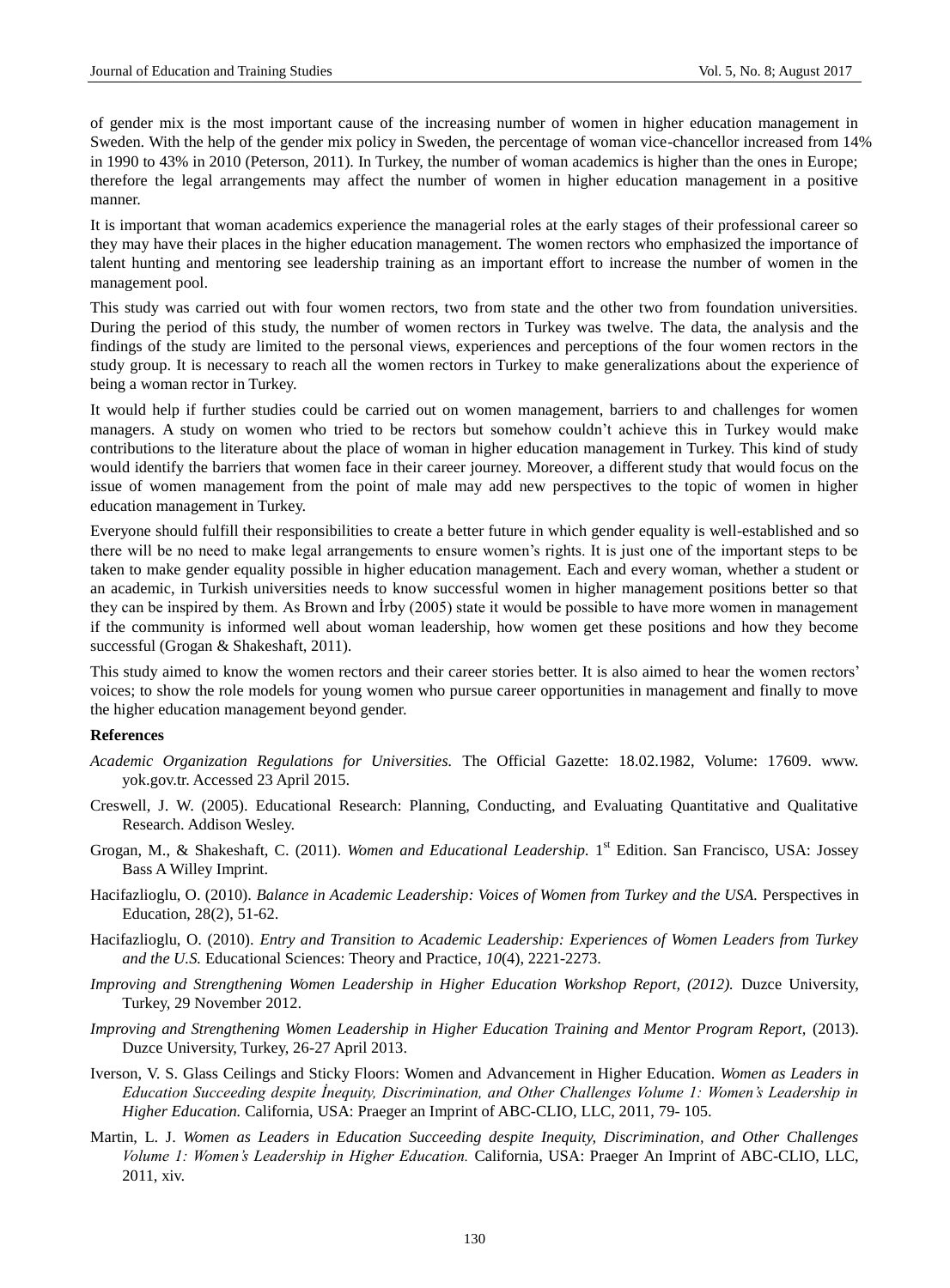of gender mix is the most important cause of the increasing number of women in higher education management in Sweden. With the help of the gender mix policy in Sweden, the percentage of woman vice-chancellor increased from 14% in 1990 to 43% in 2010 (Peterson, 2011). In Turkey, the number of woman academics is higher than the ones in Europe; therefore the legal arrangements may affect the number of women in higher education management in a positive manner.

It is important that woman academics experience the managerial roles at the early stages of their professional career so they may have their places in the higher education management. The women rectors who emphasized the importance of talent hunting and mentoring see leadership training as an important effort to increase the number of women in the management pool.

This study was carried out with four women rectors, two from state and the other two from foundation universities. During the period of this study, the number of women rectors in Turkey was twelve. The data, the analysis and the findings of the study are limited to the personal views, experiences and perceptions of the four women rectors in the study group. It is necessary to reach all the women rectors in Turkey to make generalizations about the experience of being a woman rector in Turkey.

It would help if further studies could be carried out on women management, barriers to and challenges for women managers. A study on women who tried to be rectors but somehow couldn't achieve this in Turkey would make contributions to the literature about the place of woman in higher education management in Turkey. This kind of study would identify the barriers that women face in their career journey. Moreover, a different study that would focus on the issue of women management from the point of male may add new perspectives to the topic of women in higher education management in Turkey.

Everyone should fulfill their responsibilities to create a better future in which gender equality is well-established and so there will be no need to make legal arrangements to ensure women's rights. It is just one of the important steps to be taken to make gender equality possible in higher education management. Each and every woman, whether a student or an academic, in Turkish universities needs to know successful women in higher management positions better so that they can be inspired by them. As Brown and İrby (2005) state it would be possible to have more women in management if the community is informed well about woman leadership, how women get these positions and how they become successful (Grogan & Shakeshaft, 2011).

This study aimed to know the women rectors and their career stories better. It is also aimed to hear the women rectors' voices; to show the role models for young women who pursue career opportunities in management and finally to move the higher education management beyond gender.

**References**

*Academic Organization Regulations for Universities.* The Official Gazette: 18.02.1982, Volume: 17609. www.yok.gov.tr. Accessed 23 April 2015.

Creswell, J. W. (2005). Educational Research: Planning, Conducting, and Evaluating Quantitative and Qualitative Research. Addison Wesley.

Grogan, M., & Shakeshaft, C. (2011). *Women and Educational Leadership.* 1st Edition. San Francisco, USA: Jossey Bass A Willey Imprint.

Hacifazlioglu, O. (2010). *Balance in Academic Leadership: Voices of Women from Turkey and the USA.* Perspectives in Education, 28(2), 51-62.

Hacifazlioglu, O. (2010). *Entry and Transition to Academic Leadership: Experiences of Women Leaders from Turkey and the U.S.* Educational Sciences: Theory and Practice, *10*(4), 2221-2273.

*Improving and Strengthening Women Leadership in Higher Education Workshop Report, (2012).* Duzce University, Turkey, 29 November 2012.

*Improving and Strengthening Women Leadership in Higher Education Training and Mentor Program Report*, (2013). Duzce University, Turkey, 26-27 April 2013.

Iverson, V. S. Glass Ceilings and Sticky Floors: Women and Advancement in Higher Education. *Women as Leaders in Education Succeeding despite İnequity, Discrimination, and Other Challenges Volume 1: Women's Leadership in Higher Education.* California, USA: Praeger an Imprint of ABC-CLIO, LLC, 2011, 79- 105.

Martin, L. J. *Women as Leaders in Education Succeeding despite Inequity, Discrimination, and Other Challenges Volume 1: Women's Leadership in Higher Education.* California, USA: Praeger An Imprint of ABC-CLIO, LLC, 2011, xiv.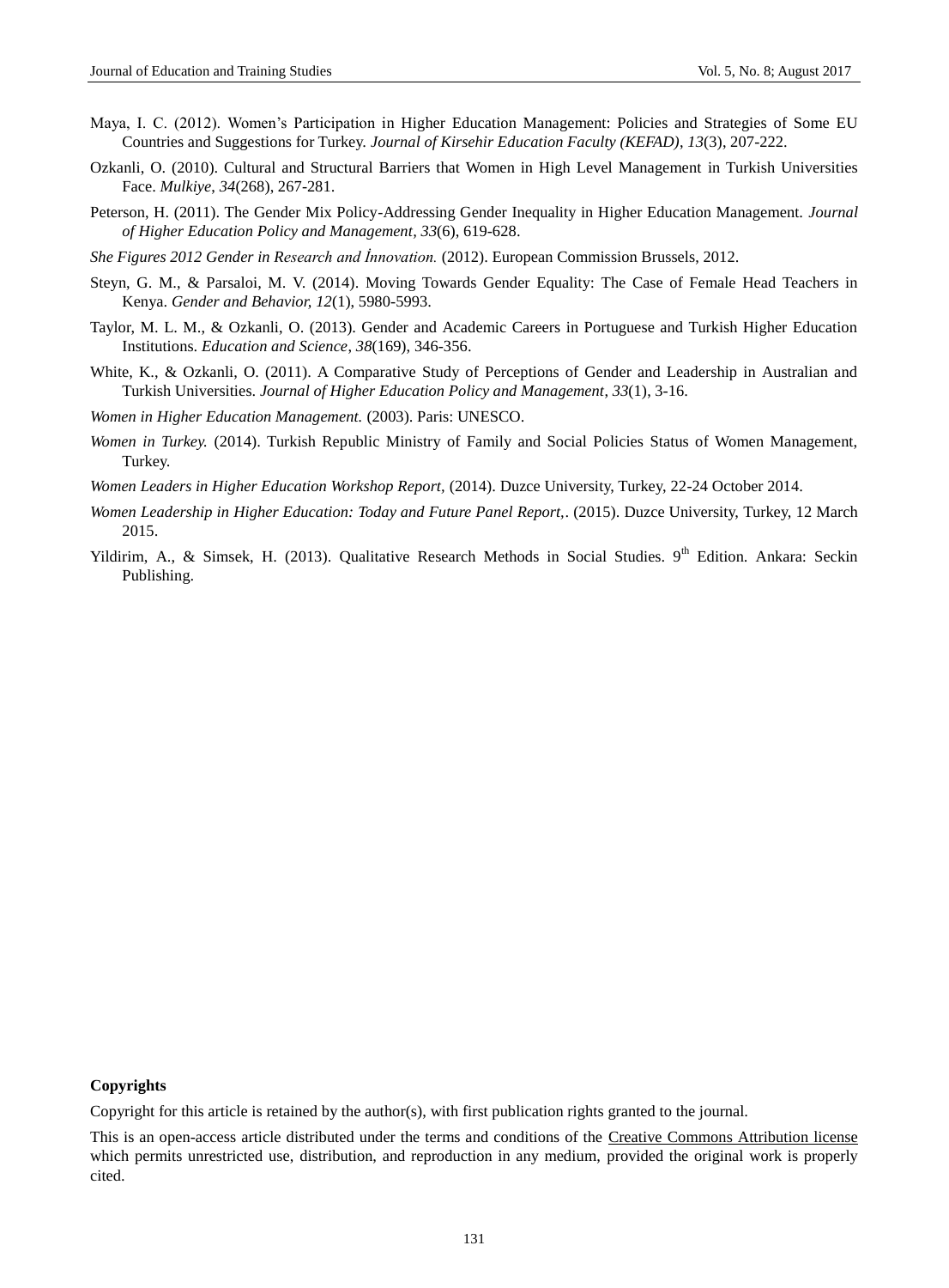Maya, I. C. (2012). Women's Participation in Higher Education Management: Policies and Strategies of Some EU Countries and Suggestions for Turkey. *Journal of Kirsehir Education Faculty (KEFAD)*, *13*(3), 207-222.

Ozkanli, O. (2010). Cultural and Structural Barriers that Women in High Level Management in Turkish Universities Face. *Mulkiye*, *34*(268), 267-281.

Peterson, H. (2011). The Gender Mix Policy-Addressing Gender Inequality in Higher Education Management. *Journal of Higher Education Policy and Management*, *33*(6), 619-628.

*She Figures 2012 Gender in Research and İnnovation.* (2012). European Commission Brussels, 2012.

Steyn, G. M., & Parsaloi, M. V. (2014). Moving Towards Gender Equality: The Case of Female Head Teachers in Kenya. *Gender and Behavior, 12*(1), 5980-5993.

Taylor, M. L. M., & Ozkanli, O. (2013). Gender and Academic Careers in Portuguese and Turkish Higher Education Institutions. *Education and Science*, *38*(169), 346-356.

White, K., & Ozkanli, O. (2011). A Comparative Study of Perceptions of Gender and Leadership in Australian and Turkish Universities. *Journal of Higher Education Policy and Management*, *33*(1), 3-16.

*Women in Higher Education Management.* (2003). Paris: UNESCO.

*Women in Turkey.* (2014). Turkish Republic Ministry of Family and Social Policies Status of Women Management, Turkey.

*Women Leaders in Higher Education Workshop Report*, (2014). Duzce University, Turkey, 22-24 October 2014.

*Women Leadership in Higher Education: Today and Future Panel Report,*. (2015). Duzce University, Turkey, 12 March 2015.

Yildirim, A., & Simsek, H. (2013). Qualitative Research Methods in Social Studies. 9th Edition. Ankara: Seckin Publishing.

**Copyrights**

Copyright for this article is retained by the author(s), with first publication rights granted to the journal.

This is an open-access article distributed under the terms and conditions of the Creative Commons Attribution license which permits unrestricted use, distribution, and reproduction in any medium, provided the original work is properly cited.